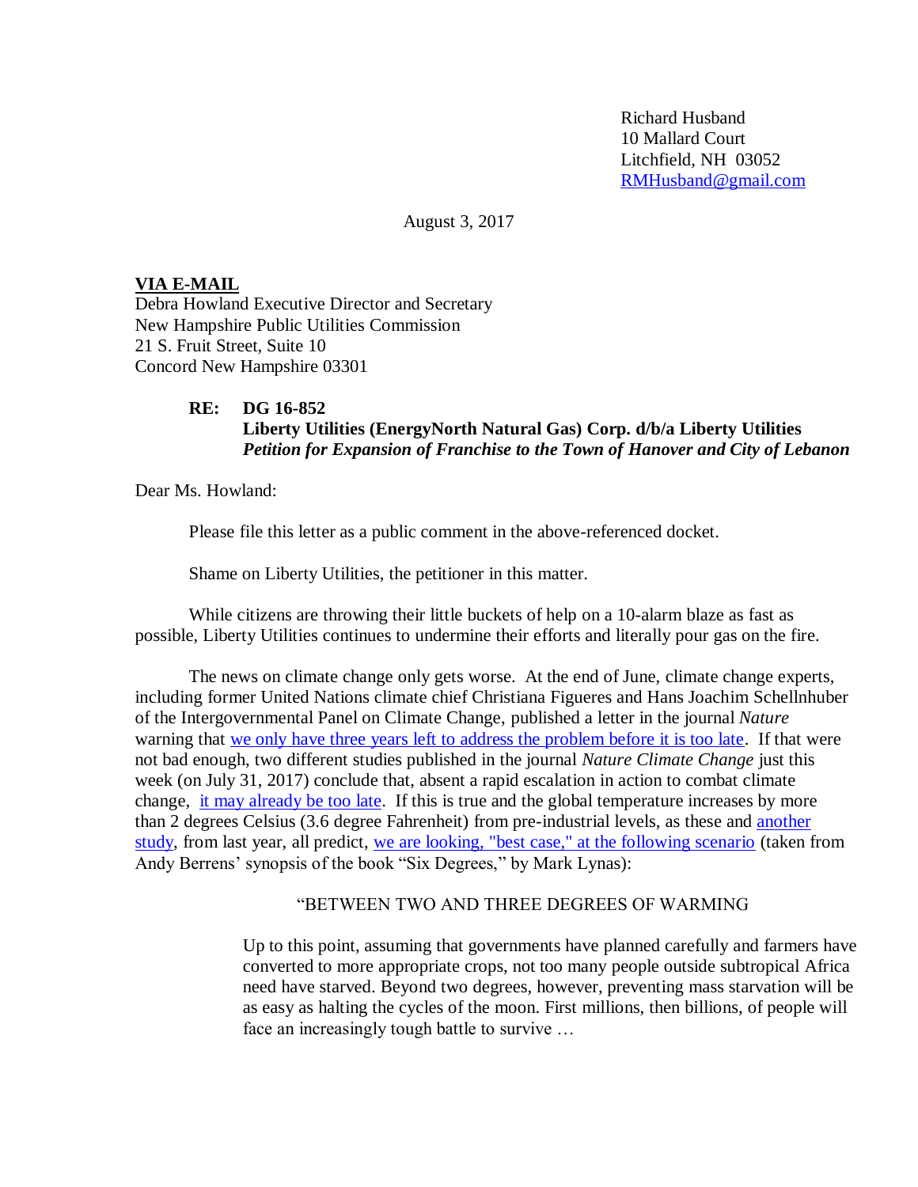Richard Husband
10 Mallard Court
Litchfield, NH 03052
RMHusband@gmail.com

August 3, 2017

**VIA E-MAIL**
Debra Howland Executive Director and Secretary
New Hampshire Public Utilities Commission
21 S. Fruit Street, Suite 10
Concord New Hampshire 03301

**RE: DG 16-852**
**Liberty Utilities (EnergyNorth Natural Gas) Corp. d/b/a Liberty Utilities**
***Petition for Expansion of Franchise to the Town of Hanover and City of Lebanon***

Dear Ms. Howland:

Please file this letter as a public comment in the above-referenced docket.

Shame on Liberty Utilities, the petitioner in this matter.

While citizens are throwing their little buckets of help on a 10-alarm blaze as fast as possible, Liberty Utilities continues to undermine their efforts and literally pour gas on the fire.

The news on climate change only gets worse. At the end of June, climate change experts, including former United Nations climate chief Christiana Figueres and Hans Joachim Schellnhuber of the Intergovernmental Panel on Climate Change, published a letter in the journal *Nature* warning that we only have three years left to address the problem before it is too late. If that were not bad enough, two different studies published in the journal *Nature Climate Change* just this week (on July 31, 2017) conclude that, absent a rapid escalation in action to combat climate change, it may already be too late. If this is true and the global temperature increases by more than 2 degrees Celsius (3.6 degree Fahrenheit) from pre-industrial levels, as these and another study, from last year, all predict, we are looking, "best case," at the following scenario (taken from Andy Berrens' synopsis of the book "Six Degrees," by Mark Lynas):

> "BETWEEN TWO AND THREE DEGREES OF WARMING
>
> Up to this point, assuming that governments have planned carefully and farmers have converted to more appropriate crops, not too many people outside subtropical Africa need have starved. Beyond two degrees, however, preventing mass starvation will be as easy as halting the cycles of the moon. First millions, then billions, of people will face an increasingly tough battle to survive …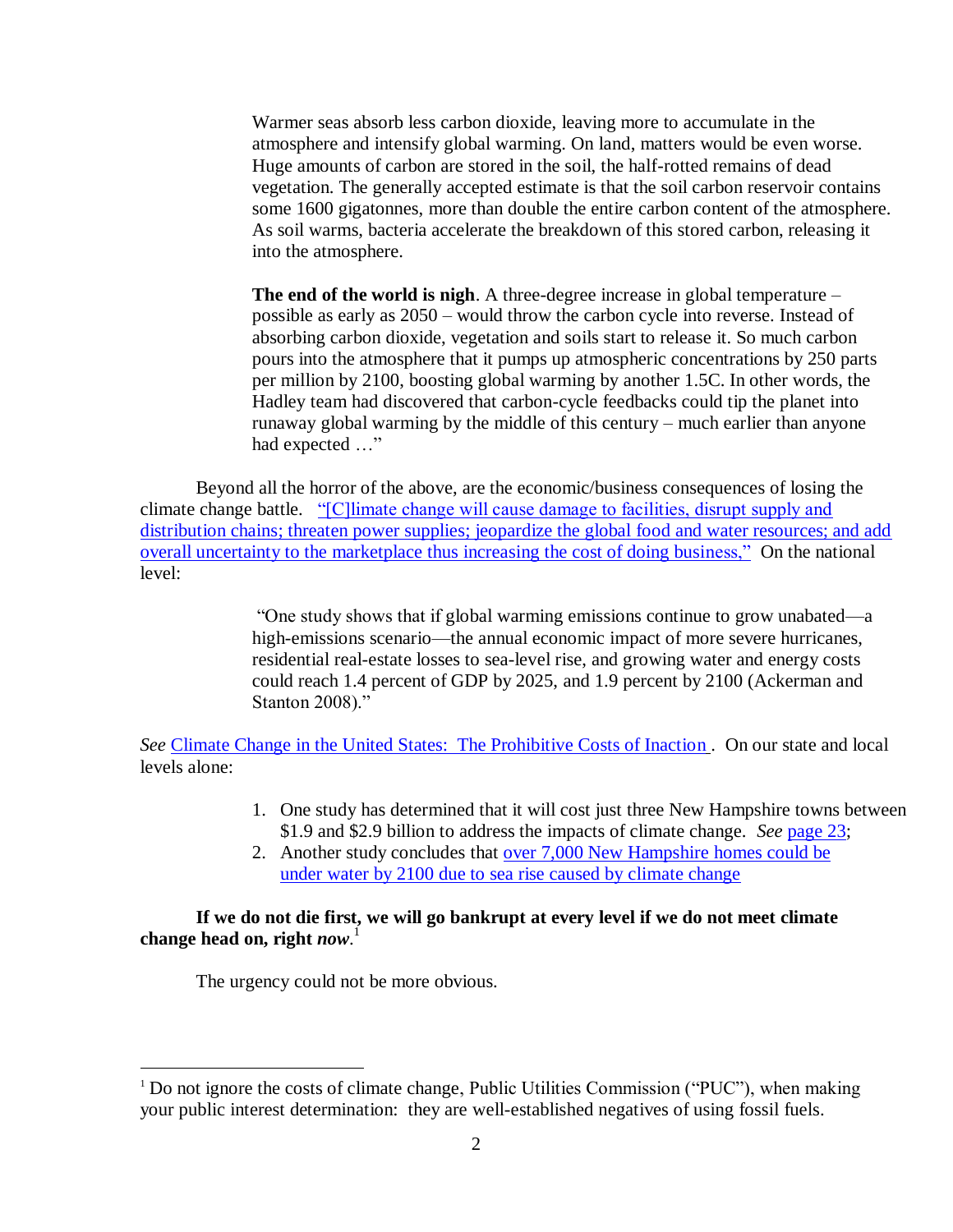> Warmer seas absorb less carbon dioxide, leaving more to accumulate in the atmosphere and intensify global warming. On land, matters would be even worse. Huge amounts of carbon are stored in the soil, the half-rotted remains of dead vegetation. The generally accepted estimate is that the soil carbon reservoir contains some 1600 gigatonnes, more than double the entire carbon content of the atmosphere. As soil warms, bacteria accelerate the breakdown of this stored carbon, releasing it into the atmosphere.
>
> **The end of the world is nigh**. A three-degree increase in global temperature – possible as early as 2050 – would throw the carbon cycle into reverse. Instead of absorbing carbon dioxide, vegetation and soils start to release it. So much carbon pours into the atmosphere that it pumps up atmospheric concentrations by 250 parts per million by 2100, boosting global warming by another 1.5C. In other words, the Hadley team had discovered that carbon-cycle feedbacks could tip the planet into runaway global warming by the middle of this century – much earlier than anyone had expected …"

Beyond all the horror of the above, are the economic/business consequences of losing the climate change battle. "[C]limate change will cause damage to facilities, disrupt supply and distribution chains; threaten power supplies; jeopardize the global food and water resources; and add overall uncertainty to the marketplace thus increasing the cost of doing business," On the national level:

> "One study shows that if global warming emissions continue to grow unabated—a high-emissions scenario—the annual economic impact of more severe hurricanes, residential real-estate losses to sea-level rise, and growing water and energy costs could reach 1.4 percent of GDP by 2025, and 1.9 percent by 2100 (Ackerman and Stanton 2008)."

*See* Climate Change in the United States: The Prohibitive Costs of Inaction . On our state and local levels alone:

1. One study has determined that it will cost just three New Hampshire towns between $1.9 and $2.9 billion to address the impacts of climate change. *See* page 23;
2. Another study concludes that over 7,000 New Hampshire homes could be under water by 2100 due to sea rise caused by climate change

**If we do not die first, we will go bankrupt at every level if we do not meet climate change head on, right *now*.**[1]

The urgency could not be more obvious.

[1] Do not ignore the costs of climate change, Public Utilities Commission ("PUC"), when making your public interest determination: they are well-established negatives of using fossil fuels.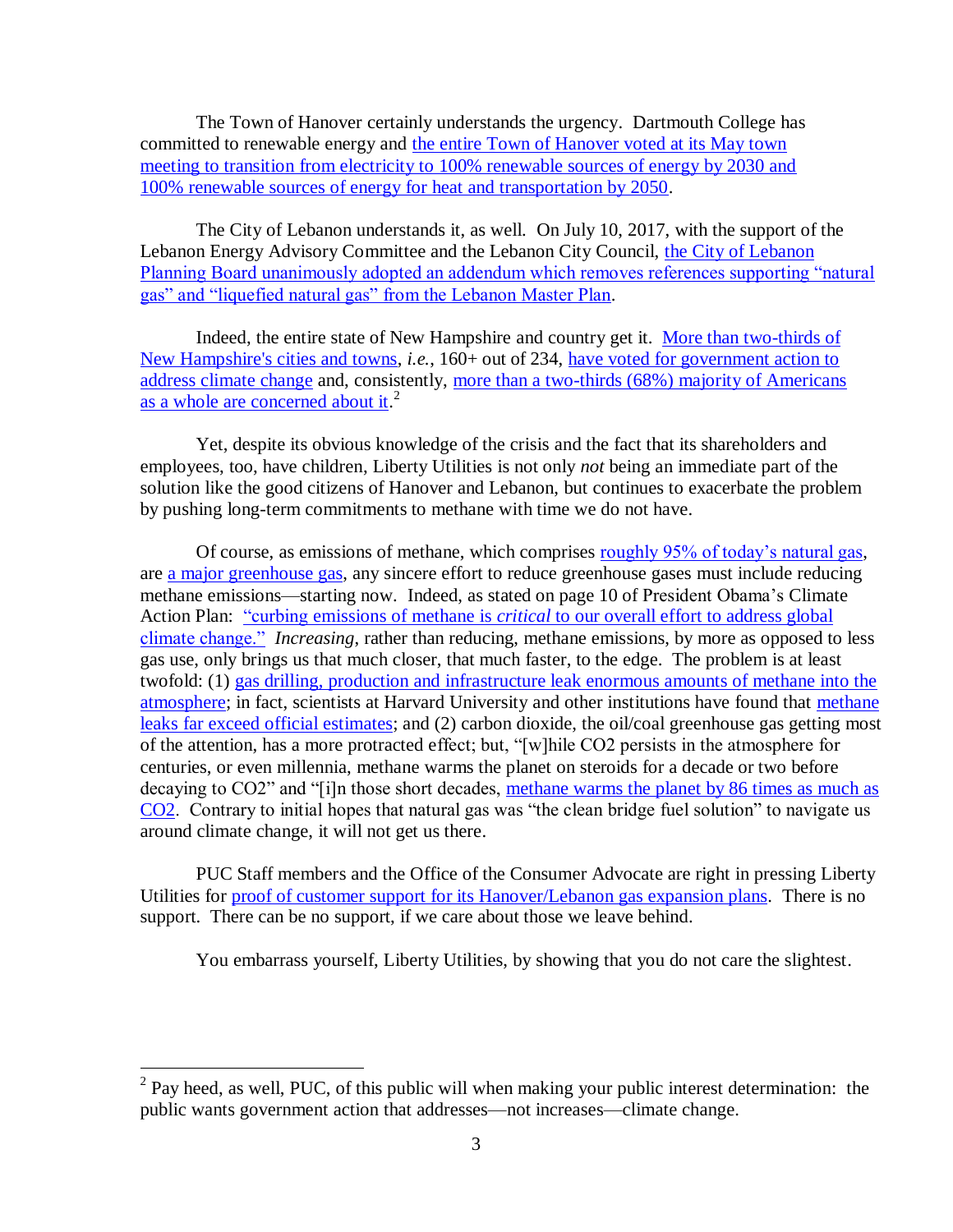The Town of Hanover certainly understands the urgency. Dartmouth College has committed to renewable energy and the entire Town of Hanover voted at its May town meeting to transition from electricity to 100% renewable sources of energy by 2030 and 100% renewable sources of energy for heat and transportation by 2050.

The City of Lebanon understands it, as well. On July 10, 2017, with the support of the Lebanon Energy Advisory Committee and the Lebanon City Council, the City of Lebanon Planning Board unanimously adopted an addendum which removes references supporting "natural gas" and "liquefied natural gas" from the Lebanon Master Plan.

Indeed, the entire state of New Hampshire and country get it. More than two-thirds of New Hampshire's cities and towns, *i.e.*, 160+ out of 234, have voted for government action to address climate change and, consistently, more than a two-thirds (68%) majority of Americans as a whole are concerned about it.[2]

Yet, despite its obvious knowledge of the crisis and the fact that its shareholders and employees, too, have children, Liberty Utilities is not only *not* being an immediate part of the solution like the good citizens of Hanover and Lebanon, but continues to exacerbate the problem by pushing long-term commitments to methane with time we do not have.

Of course, as emissions of methane, which comprises roughly 95% of today's natural gas, are a major greenhouse gas, any sincere effort to reduce greenhouse gases must include reducing methane emissions—starting now. Indeed, as stated on page 10 of President Obama's Climate Action Plan: "curbing emissions of methane is *critical* to our overall effort to address global climate change." *Increasing*, rather than reducing, methane emissions, by more as opposed to less gas use, only brings us that much closer, that much faster, to the edge. The problem is at least twofold: (1) gas drilling, production and infrastructure leak enormous amounts of methane into the atmosphere; in fact, scientists at Harvard University and other institutions have found that methane leaks far exceed official estimates; and (2) carbon dioxide, the oil/coal greenhouse gas getting most of the attention, has a more protracted effect; but, "[w]hile CO2 persists in the atmosphere for centuries, or even millennia, methane warms the planet on steroids for a decade or two before decaying to CO2" and "[i]n those short decades, methane warms the planet by 86 times as much as CO2. Contrary to initial hopes that natural gas was "the clean bridge fuel solution" to navigate us around climate change, it will not get us there.

PUC Staff members and the Office of the Consumer Advocate are right in pressing Liberty Utilities for proof of customer support for its Hanover/Lebanon gas expansion plans. There is no support. There can be no support, if we care about those we leave behind.

You embarrass yourself, Liberty Utilities, by showing that you do not care the slightest.

---

[2] Pay heed, as well, PUC, of this public will when making your public interest determination: the public wants government action that addresses—not increases—climate change.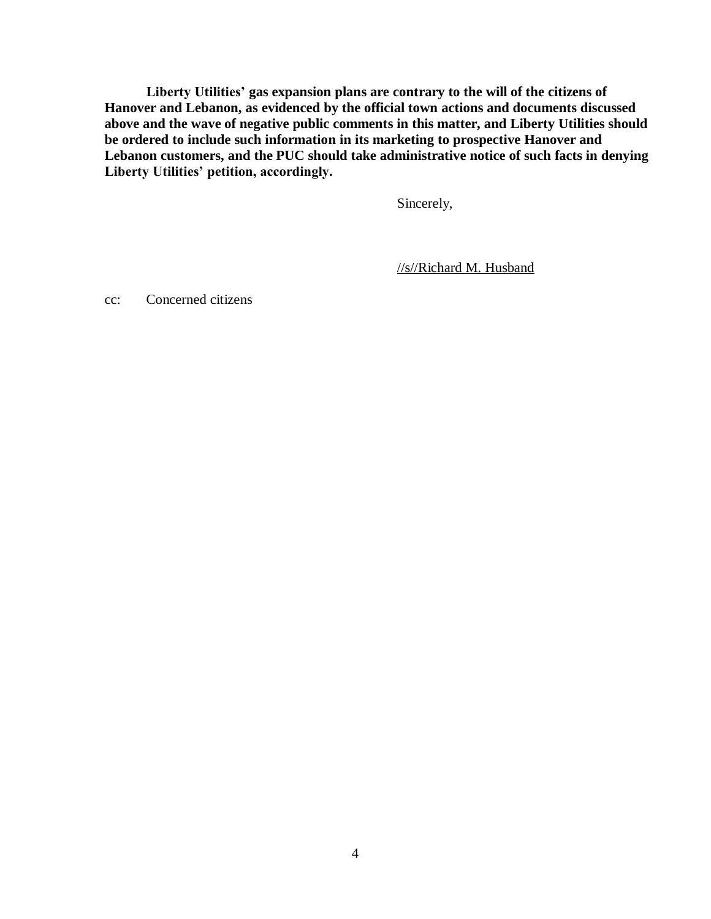**Liberty Utilities' gas expansion plans are contrary to the will of the citizens of Hanover and Lebanon, as evidenced by the official town actions and documents discussed above and the wave of negative public comments in this matter, and Liberty Utilities should be ordered to include such information in its marketing to prospective Hanover and Lebanon customers, and the PUC should take administrative notice of such facts in denying Liberty Utilities' petition, accordingly.**

Sincerely,

//s//Richard M. Husband

cc: Concerned citizens